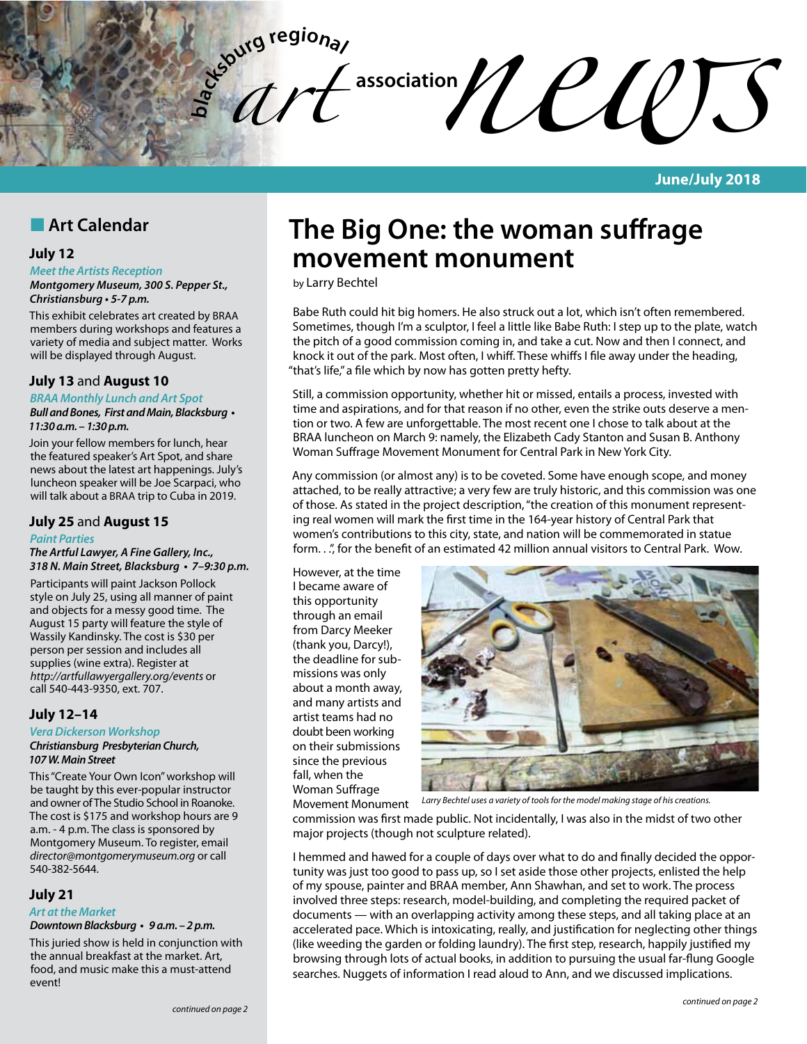# blacksburg regional art association news

**June/July 2018**

## Art Calendar

### July 12

*Meet the Artists Reception*

***Montgomery Museum, 300 S. Pepper St., Christiansburg • 5-7 p.m.***

This exhibit celebrates art created by BRAA members during workshops and features a variety of media and subject matter. Works will be displayed through August.

### July 13 and August 10

*BRAA Monthly Lunch and Art Spot*

***Bull and Bones, First and Main, Blacksburg • 11:30 a.m. – 1:30 p.m.***

Join your fellow members for lunch, hear the featured speaker's Art Spot, and share news about the latest art happenings. July's luncheon speaker will be Joe Scarpaci, who will talk about a BRAA trip to Cuba in 2019.

### July 25 and August 15

*Paint Parties*

***The Artful Lawyer, A Fine Gallery, Inc., 318 N. Main Street, Blacksburg • 7–9:30 p.m.***

Participants will paint Jackson Pollock style on July 25, using all manner of paint and objects for a messy good time. The August 15 party will feature the style of Wassily Kandinsky. The cost is $30 per person per session and includes all supplies (wine extra). Register at *http://artfullawyergallery.org/events* or call 540-443-9350, ext. 707.

### July 12–14

*Vera Dickerson Workshop*

***Christiansburg Presbyterian Church, 107 W. Main Street***

This "Create Your Own Icon" workshop will be taught by this ever-popular instructor and owner of The Studio School in Roanoke. The cost is $175 and workshop hours are 9 a.m. - 4 p.m. The class is sponsored by Montgomery Museum. To register, email *director@montgomerymuseum.org* or call 540-382-5644.

### July 21

*Art at the Market*

***Downtown Blacksburg • 9 a.m. – 2 p.m.***

This juried show is held in conjunction with the annual breakfast at the market. Art, food, and music make this a must-attend event!

*continued on page 2*

# The Big One: the woman suffrage movement monument

by Larry Bechtel

Babe Ruth could hit big homers. He also struck out a lot, which isn't often remembered. Sometimes, though I'm a sculptor, I feel a little like Babe Ruth: I step up to the plate, watch the pitch of a good commission coming in, and take a cut. Now and then I connect, and knock it out of the park. Most often, I whiff. These whiffs I file away under the heading, "that's life," a file which by now has gotten pretty hefty.

Still, a commission opportunity, whether hit or missed, entails a process, invested with time and aspirations, and for that reason if no other, even the strike outs deserve a mention or two. A few are unforgettable. The most recent one I chose to talk about at the BRAA luncheon on March 9: namely, the Elizabeth Cady Stanton and Susan B. Anthony Woman Suffrage Movement Monument for Central Park in New York City.

Any commission (or almost any) is to be coveted. Some have enough scope, and money attached, to be really attractive; a very few are truly historic, and this commission was one of those. As stated in the project description, "the creation of this monument representing real women will mark the first time in the 164-year history of Central Park that women's contributions to this city, state, and nation will be commemorated in statue form. . .", for the benefit of an estimated 42 million annual visitors to Central Park. Wow.

However, at the time I became aware of this opportunity through an email from Darcy Meeker (thank you, Darcy!), the deadline for submissions was only about a month away, and many artists and artist teams had no doubt been working on their submissions since the previous fall, when the Woman Suffrage Movement Monument commission was first made public. Not incidentally, I was also in the midst of two other major projects (though not sculpture related).

*Larry Bechtel uses a variety of tools for the model making stage of his creations.*

I hemmed and hawed for a couple of days over what to do and finally decided the opportunity was just too good to pass up, so I set aside those other projects, enlisted the help of my spouse, painter and BRAA member, Ann Shawhan, and set to work. The process involved three steps: research, model-building, and completing the required packet of documents — with an overlapping activity among these steps, and all taking place at an accelerated pace. Which is intoxicating, really, and justification for neglecting other things (like weeding the garden or folding laundry). The first step, research, happily justified my browsing through lots of actual books, in addition to pursuing the usual far-flung Google searches. Nuggets of information I read aloud to Ann, and we discussed implications.

*continued on page 2*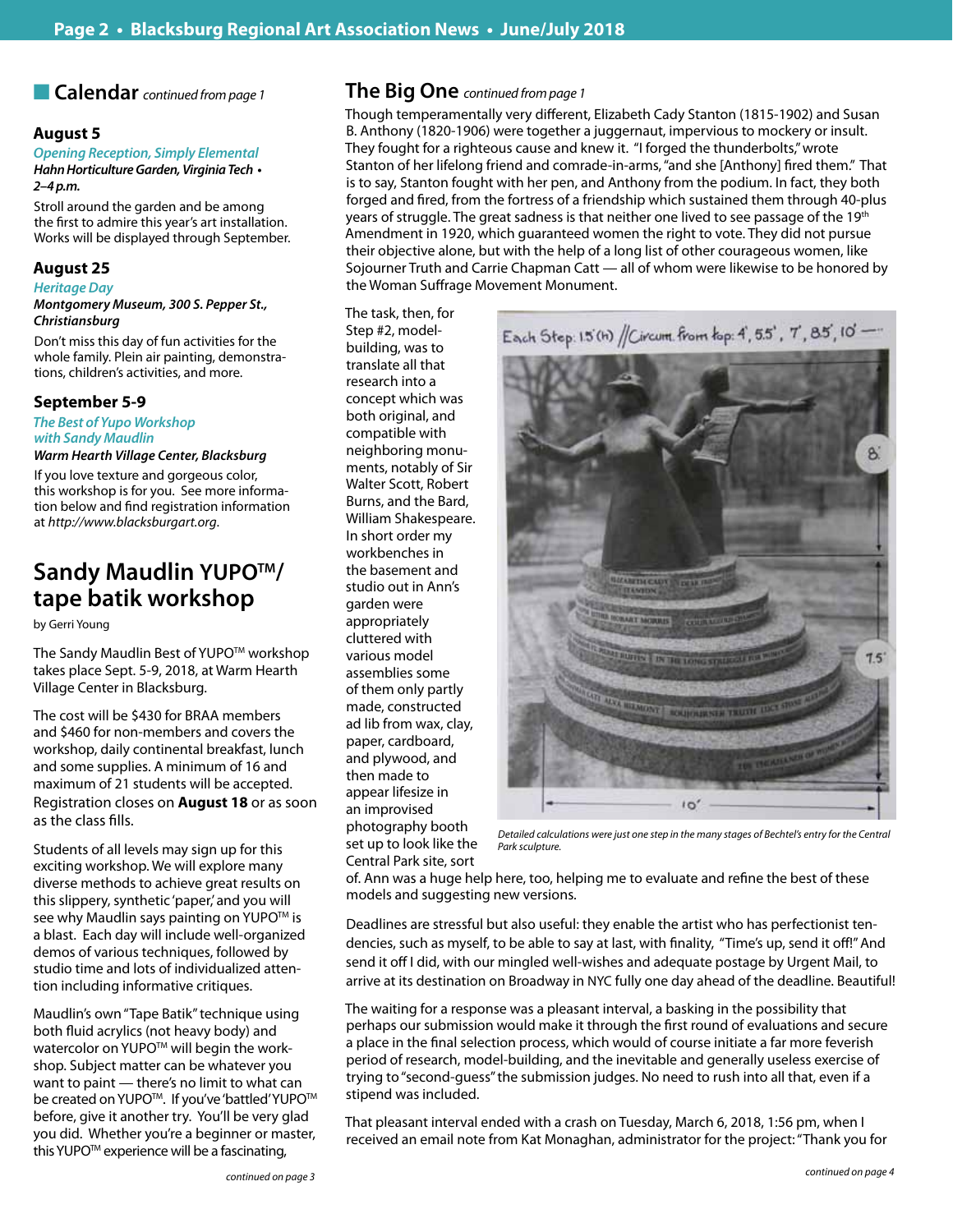## Calendar *continued from page 1*

### August 5

*Opening Reception, Simply Elemental*

***Hahn Horticulture Garden, Virginia Tech • 2–4 p.m.***

Stroll around the garden and be among the first to admire this year's art installation. Works will be displayed through September.

### August 25

*Heritage Day*

***Montgomery Museum, 300 S. Pepper St., Christiansburg***

Don't miss this day of fun activities for the whole family. Plein air painting, demonstrations, children's activities, and more.

### September 5-9

*The Best of Yupo Workshop with Sandy Maudlin*

***Warm Hearth Village Center, Blacksburg***

If you love texture and gorgeous color, this workshop is for you. See more information below and find registration information at *http://www.blacksburgart.org*.

## Sandy Maudlin YUPO™/ tape batik workshop

by Gerri Young

The Sandy Maudlin Best of YUPO™ workshop takes place Sept. 5-9, 2018, at Warm Hearth Village Center in Blacksburg.

The cost will be $430 for BRAA members and $460 for non-members and covers the workshop, daily continental breakfast, lunch and some supplies. A minimum of 16 and maximum of 21 students will be accepted. Registration closes on **August 18** or as soon as the class fills.

Students of all levels may sign up for this exciting workshop. We will explore many diverse methods to achieve great results on this slippery, synthetic 'paper,' and you will see why Maudlin says painting on YUPO™ is a blast. Each day will include well-organized demos of various techniques, followed by studio time and lots of individualized attention including informative critiques.

Maudlin's own "Tape Batik" technique using both fluid acrylics (not heavy body) and watercolor on YUPO™ will begin the workshop. Subject matter can be whatever you want to paint — there's no limit to what can be created on YUPO™. If you've 'battled' YUPO™ before, give it another try. You'll be very glad you did. Whether you're a beginner or master, this YUPO™ experience will be a fascinating,

*continued on page 3*

## The Big One *continued from page 1*

Though temperamentally very different, Elizabeth Cady Stanton (1815-1902) and Susan B. Anthony (1820-1906) were together a juggernaut, impervious to mockery or insult. They fought for a righteous cause and knew it. "I forged the thunderbolts," wrote Stanton of her lifelong friend and comrade-in-arms, "and she [Anthony] fired them." That is to say, Stanton fought with her pen, and Anthony from the podium. In fact, they both forged and fired, from the fortress of a friendship which sustained them through 40-plus years of struggle. The great sadness is that neither one lived to see passage of the 19th Amendment in 1920, which guaranteed women the right to vote. They did not pursue their objective alone, but with the help of a long list of other courageous women, like Sojourner Truth and Carrie Chapman Catt — all of whom were likewise to be honored by the Woman Suffrage Movement Monument.

The task, then, for Step #2, model-building, was to translate all that research into a concept which was both original, and compatible with neighboring monuments, notably of Sir Walter Scott, Robert Burns, and the Bard, William Shakespeare. In short order my workbenches in the basement and studio out in Ann's garden were appropriately cluttered with various model assemblies some of them only partly made, constructed ad lib from wax, clay, paper, cardboard, and plywood, and then made to appear lifesize in an improvised photography booth set up to look like the Central Park site, sort of. Ann was a huge help here, too, helping me to evaluate and refine the best of these models and suggesting new versions.

*Detailed calculations were just one step in the many stages of Bechtel's entry for the Central Park sculpture.*

Deadlines are stressful but also useful: they enable the artist who has perfectionist tendencies, such as myself, to be able to say at last, with finality, "Time's up, send it off!" And send it off I did, with our mingled well-wishes and adequate postage by Urgent Mail, to arrive at its destination on Broadway in NYC fully one day ahead of the deadline. Beautiful!

The waiting for a response was a pleasant interval, a basking in the possibility that perhaps our submission would make it through the first round of evaluations and secure a place in the final selection process, which would of course initiate a far more feverish period of research, model-building, and the inevitable and generally useless exercise of trying to "second-guess" the submission judges. No need to rush into all that, even if a stipend was included.

That pleasant interval ended with a crash on Tuesday, March 6, 2018, 1:56 pm, when I received an email note from Kat Monaghan, administrator for the project: "Thank you for

*continued on page 4*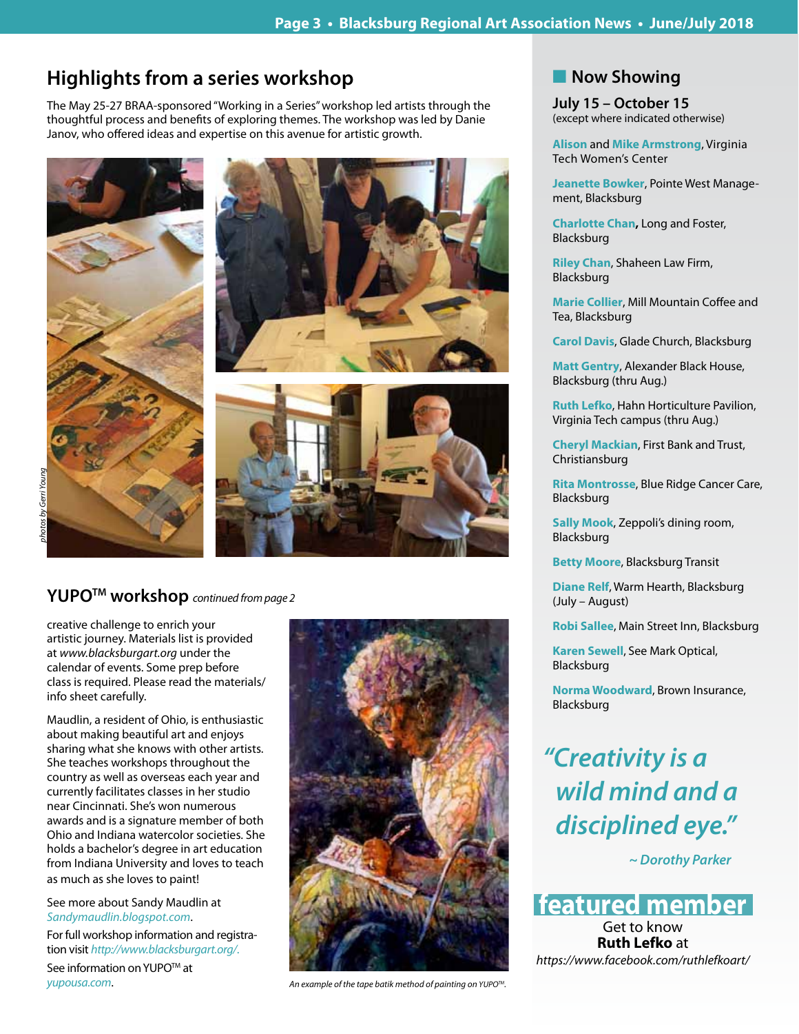## Highlights from a series workshop

The May 25-27 BRAA-sponsored "Working in a Series" workshop led artists through the thoughtful process and benefits of exploring themes. The workshop was led by Danie Janov, who offered ideas and expertise on this avenue for artistic growth.

*photos by Gerri Young*

## YUPO™ workshop *continued from page 2*

creative challenge to enrich your artistic journey. Materials list is provided at *www.blacksburgart.org* under the calendar of events. Some prep before class is required. Please read the materials/info sheet carefully.

Maudlin, a resident of Ohio, is enthusiastic about making beautiful art and enjoys sharing what she knows with other artists. She teaches workshops throughout the country as well as overseas each year and currently facilitates classes in her studio near Cincinnati. She's won numerous awards and is a signature member of both Ohio and Indiana watercolor societies. She holds a bachelor's degree in art education from Indiana University and loves to teach as much as she loves to paint!

See more about Sandy Maudlin at *Sandymaudlin.blogspot.com*.

For full workshop information and registration visit *http://www.blacksburgart.org/*.

See information on YUPO™ at *yupousa.com*.

*An example of the tape batik method of painting on YUPO™.*

## Now Showing

**July 15 – October 15**
(except where indicated otherwise)

**Alison** and **Mike Armstrong**, Virginia Tech Women's Center

**Jeanette Bowker**, Pointe West Management, Blacksburg

**Charlotte Chan**, Long and Foster, Blacksburg

**Riley Chan**, Shaheen Law Firm, Blacksburg

**Marie Collier**, Mill Mountain Coffee and Tea, Blacksburg

**Carol Davis**, Glade Church, Blacksburg

**Matt Gentry**, Alexander Black House, Blacksburg (thru Aug.)

**Ruth Lefko**, Hahn Horticulture Pavilion, Virginia Tech campus (thru Aug.)

**Cheryl Mackian**, First Bank and Trust, Christiansburg

**Rita Montrosse**, Blue Ridge Cancer Care, Blacksburg

**Sally Mook**, Zeppoli's dining room, Blacksburg

**Betty Moore**, Blacksburg Transit

**Diane Relf**, Warm Hearth, Blacksburg (July – August)

**Robi Sallee**, Main Street Inn, Blacksburg

**Karen Sewell**, See Mark Optical, Blacksburg

**Norma Woodward**, Brown Insurance, Blacksburg

*"Creativity is a wild mind and a disciplined eye."*

*~ Dorothy Parker*

## featured member

Get to know
**Ruth Lefko** at
*https://www.facebook.com/ruthlefkoart/*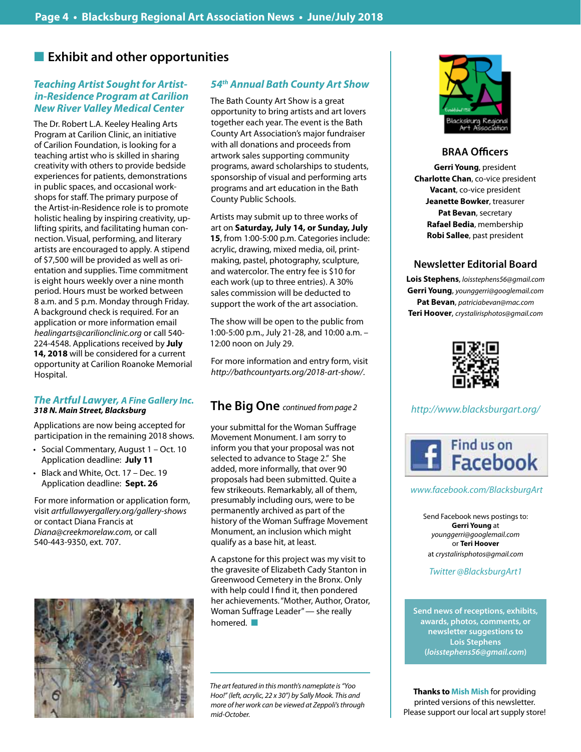## Exhibit and other opportunities

### *Teaching Artist Sought for Artist-in-Residence Program at Carilion New River Valley Medical Center*

The Dr. Robert L.A. Keeley Healing Arts Program at Carilion Clinic, an initiative of Carilion Foundation, is looking for a teaching artist who is skilled in sharing creativity with others to provide bedside experiences for patients, demonstrations in public spaces, and occasional workshops for staff. The primary purpose of the Artist-in-Residence role is to promote holistic healing by inspiring creativity, uplifting spirits, and facilitating human connection. Visual, performing, and literary artists are encouraged to apply. A stipend of $7,500 will be provided as well as orientation and supplies. Time commitment is eight hours weekly over a nine month period. Hours must be worked between 8 a.m. and 5 p.m. Monday through Friday. A background check is required. For an application or more information email *healingarts@carilionclinic.org* or call 540-224-4548. Applications received by **July 14, 2018** will be considered for a current opportunity at Carilion Roanoke Memorial Hospital.

### *The Artful Lawyer, A Fine Gallery Inc.*

***318 N. Main Street, Blacksburg***

Applications are now being accepted for participation in the remaining 2018 shows.

- Social Commentary, August 1 – Oct. 10 Application deadline: **July 11**
- Black and White, Oct. 17 – Dec. 19 Application deadline: **Sept. 26**

For more information or application form, visit *artfullawyergallery.org/gallery-shows* or contact Diana Francis at *Diana@creekmorelaw.com*, or call 540-443-9350, ext. 707.

### *54th Annual Bath County Art Show*

The Bath County Art Show is a great opportunity to bring artists and art lovers together each year. The event is the Bath County Art Association's major fundraiser with all donations and proceeds from artwork sales supporting community programs, award scholarships to students, sponsorship of visual and performing arts programs and art education in the Bath County Public Schools.

Artists may submit up to three works of art on **Saturday, July 14, or Sunday, July 15**, from 1:00-5:00 p.m. Categories include: acrylic, drawing, mixed media, oil, printmaking, pastel, photography, sculpture, and watercolor. The entry fee is $10 for each work (up to three entries). A 30% sales commission will be deducted to support the work of the art association.

The show will be open to the public from 1:00-5:00 p.m., July 21-28, and 10:00 a.m. – 12:00 noon on July 29.

For more information and entry form, visit *http://bathcountyarts.org/2018-art-show/*.

## The Big One *continued from page 2*

your submittal for the Woman Suffrage Movement Monument. I am sorry to inform you that your proposal was not selected to advance to Stage 2." She added, more informally, that over 90 proposals had been submitted. Quite a few strikeouts. Remarkably, all of them, presumably including ours, were to be permanently archived as part of the history of the Woman Suffrage Movement Monument, an inclusion which might qualify as a base hit, at least.

A capstone for this project was my visit to the gravesite of Elizabeth Cady Stanton in Greenwood Cemetery in the Bronx. Only with help could I find it, then pondered her achievements. "Mother, Author, Orator, Woman Suffrage Leader" — she really homered.

*The art featured in this month's nameplate is "Yoo Hoo!" (left, acrylic, 22 x 30") by Sally Mook. This and more of her work can be viewed at Zeppoli's through mid-October.*

### BRAA Officers

**Gerri Young**, president
**Charlotte Chan**, co-vice president
**Vacant**, co-vice president
**Jeanette Bowker**, treasurer
**Pat Bevan**, secretary
**Rafael Bedia**, membership
**Robi Sallee**, past president

### Newsletter Editorial Board

**Lois Stephens**, *loisstephens56@gmail.com*
**Gerri Young**, *younggerri@googlemail.com*
**Pat Bevan**, *patriciabevan@mac.com*
**Teri Hoover**, *crystalirisphotos@gmail.com*

*http://www.blacksburgart.org/*

Find us on Facebook

*www.facebook.com/BlacksburgArt*

Send Facebook news postings to:
**Gerri Young** at
*younggerri@googlemail.com*
or **Teri Hoover**
at *crystalirisphotos@gmail.com*

*Twitter @BlacksburgArt1*

**Send news of receptions, exhibits, awards, photos, comments, or newsletter suggestions to Lois Stephens (*loisstephens56@gmail.com*)**

**Thanks to Mish Mish** for providing printed versions of this newsletter. Please support our local art supply store!